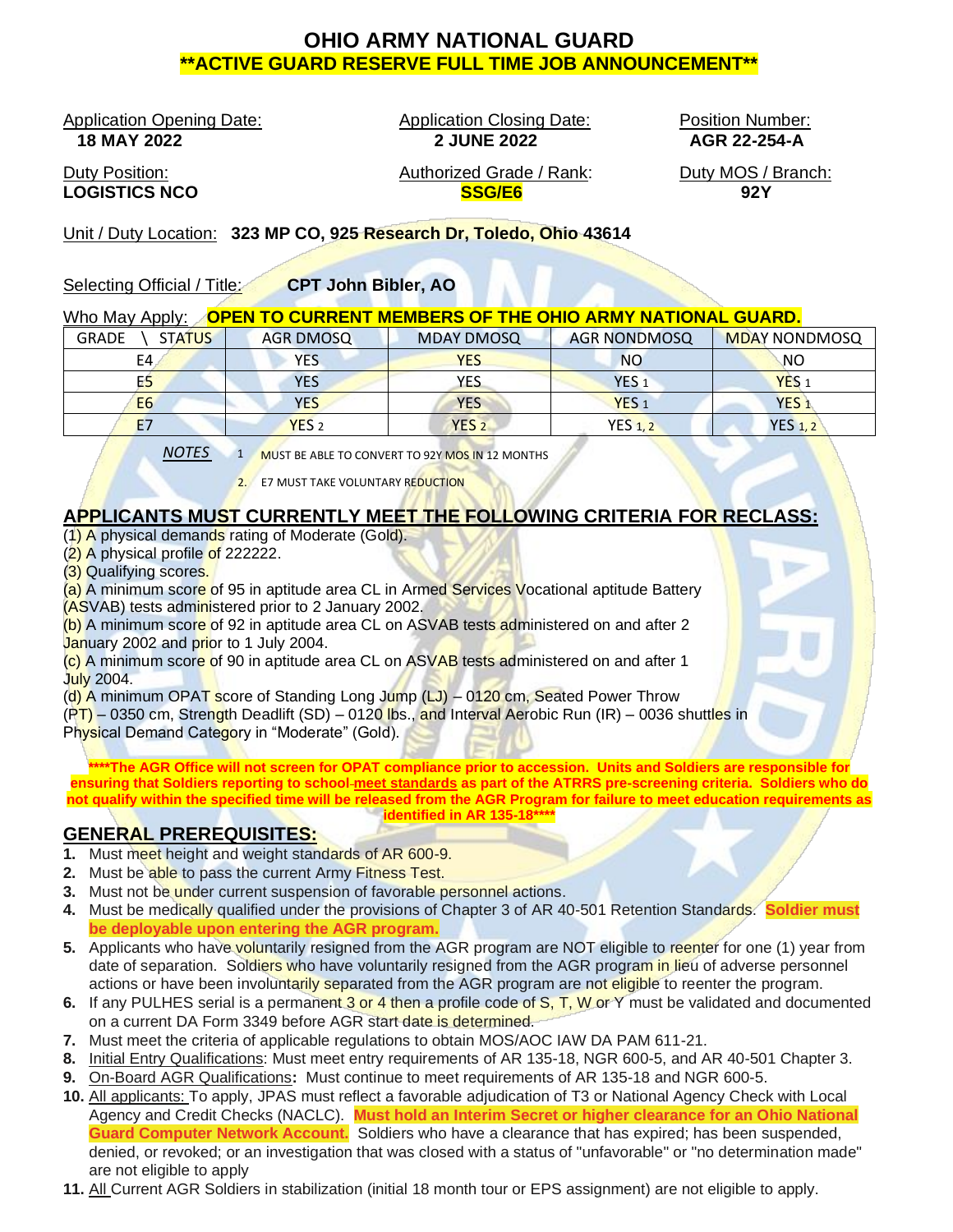# OHIO ARMY NATIONAL GUARD

## **ACTIVE GUARD RESERVE FULL TIME JOB ANNOUNCEMENT**

Application Opening Date: **18 MAY 2022**

Application Closing Date: **2 JUNE 2022**

Position Number: **AGR 22-254-A**

Duty Position: **LOGISTICS NCO**

Authorized Grade / Rank: **SSG/E6**

Duty MOS / Branch: **92Y**

Unit / Duty Location: **323 MP CO, 925 Research Dr, Toledo, Ohio 43614**

Selecting Official / Title: **CPT John Bibler, AO**

Who May Apply: **OPEN TO CURRENT MEMBERS OF THE OHIO ARMY NATIONAL GUARD.**

| GRADE \ STATUS | AGR DMOSQ | MDAY DMOSQ | AGR NONDMOSQ | MDAY NONDMOSQ |
|---|---|---|---|---|
| E4 | YES | YES | NO | NO |
| E5 | YES | YES | YES 1 | YES 1 |
| E6 | YES | YES | YES 1 | YES 1 |
| E7 | YES 2 | YES 2 | YES 1, 2 | YES 1, 2 |

*NOTES*
1. MUST BE ABLE TO CONVERT TO 92Y MOS IN 12 MONTHS
2. E7 MUST TAKE VOLUNTARY REDUCTION

## APPLICANTS MUST CURRENTLY MEET THE FOLLOWING CRITERIA FOR RECLASS:

(1) A physical demands rating of Moderate (Gold).
(2) A physical profile of 222222.
(3) Qualifying scores.
(a) A minimum score of 95 in aptitude area CL in Armed Services Vocational aptitude Battery (ASVAB) tests administered prior to 2 January 2002.
(b) A minimum score of 92 in aptitude area CL on ASVAB tests administered on and after 2 January 2002 and prior to 1 July 2004.
(c) A minimum score of 90 in aptitude area CL on ASVAB tests administered on and after 1 July 2004.
(d) A minimum OPAT score of Standing Long Jump (LJ) – 0120 cm, Seated Power Throw (PT) – 0350 cm, Strength Deadlift (SD) – 0120 lbs., and Interval Aerobic Run (IR) – 0036 shuttles in Physical Demand Category in "Moderate" (Gold).

****The AGR Office will not screen for OPAT compliance prior to accession. Units and Soldiers are responsible for ensuring that Soldiers reporting to school meet standards as part of the ATRRS pre-screening criteria. Soldiers who do not qualify within the specified time will be released from the AGR Program for failure to meet education requirements as identified in AR 135-18****

## GENERAL PREREQUISITES:

1. Must meet height and weight standards of AR 600-9.
2. Must be able to pass the current Army Fitness Test.
3. Must not be under current suspension of favorable personnel actions.
4. Must be medically qualified under the provisions of Chapter 3 of AR 40-501 Retention Standards. **Soldier must be deployable upon entering the AGR program.**
5. Applicants who have voluntarily resigned from the AGR program are NOT eligible to reenter for one (1) year from date of separation. Soldiers who have voluntarily resigned from the AGR program in lieu of adverse personnel actions or have been involuntarily separated from the AGR program are not eligible to reenter the program.
6. If any PULHES serial is a permanent 3 or 4 then a profile code of S, T, W or Y must be validated and documented on a current DA Form 3349 before AGR start date is determined.
7. Must meet the criteria of applicable regulations to obtain MOS/AOC IAW DA PAM 611-21.
8. Initial Entry Qualifications: Must meet entry requirements of AR 135-18, NGR 600-5, and AR 40-501 Chapter 3.
9. On-Board AGR Qualifications**:** Must continue to meet requirements of AR 135-18 and NGR 600-5.
10. All applicants: To apply, JPAS must reflect a favorable adjudication of T3 or National Agency Check with Local Agency and Credit Checks (NACLC). **Must hold an Interim Secret or higher clearance for an Ohio National Guard Computer Network Account.** Soldiers who have a clearance that has expired; has been suspended, denied, or revoked; or an investigation that was closed with a status of "unfavorable" or "no determination made" are not eligible to apply
11. All Current AGR Soldiers in stabilization (initial 18 month tour or EPS assignment) are not eligible to apply.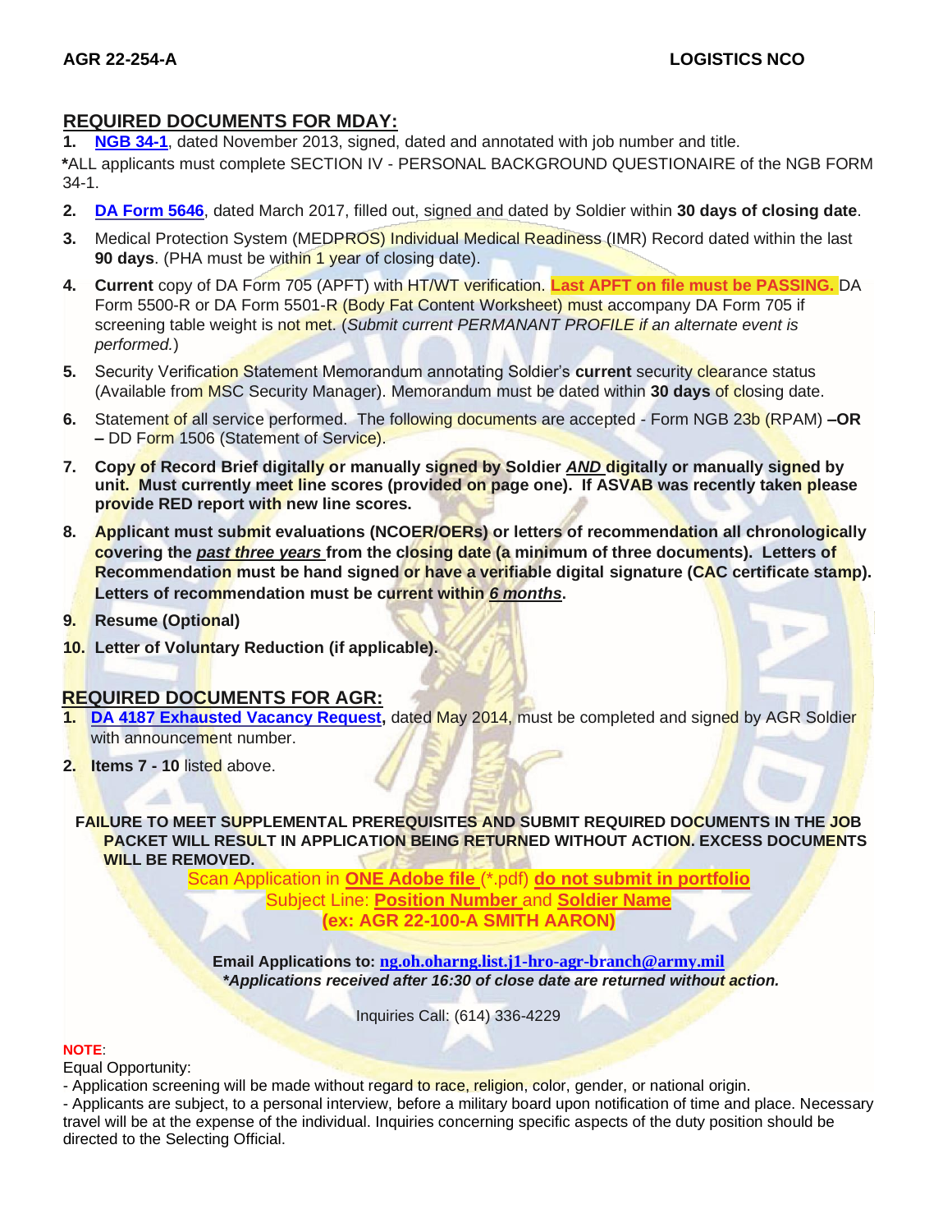## REQUIRED DOCUMENTS FOR MDAY:

1. **NGB 34-1**, dated November 2013, signed, dated and annotated with job number and title.

*ALL applicants must complete SECTION IV - PERSONAL BACKGROUND QUESTIONAIRE of the NGB FORM 34-1.

2. **DA Form 5646**, dated March 2017, filled out, signed and dated by Soldier within **30 days of closing date**.
3. Medical Protection System (MEDPROS) Individual Medical Readiness (IMR) Record dated within the last **90 days**. (PHA must be within 1 year of closing date).
4. **Current** copy of DA Form 705 (APFT) with HT/WT verification. **Last APFT on file must be PASSING.** DA Form 5500-R or DA Form 5501-R (Body Fat Content Worksheet) must accompany DA Form 705 if screening table weight is not met. (*Submit current PERMANANT PROFILE if an alternate event is performed.*)
5. Security Verification Statement Memorandum annotating Soldier's **current** security clearance status (Available from MSC Security Manager). Memorandum must be dated within **30 days** of closing date.
6. Statement of all service performed. The following documents are accepted - Form NGB 23b (RPAM) **–OR –** DD Form 1506 (Statement of Service).
7. **Copy of Record Brief digitally or manually signed by Soldier *AND* digitally or manually signed by unit. Must currently meet line scores (provided on page one). If ASVAB was recently taken please provide RED report with new line scores.**
8. **Applicant must submit evaluations (NCOER/OERs) or letters of recommendation all chronologically covering the *past three years* from the closing date (a minimum of three documents). Letters of Recommendation must be hand signed or have a verifiable digital signature (CAC certificate stamp). Letters of recommendation must be current within *6 months*.**
9. **Resume (Optional)**
10. **Letter of Voluntary Reduction (if applicable).**

## REQUIRED DOCUMENTS FOR AGR:

1. **DA 4187 Exhausted Vacancy Request,** dated May 2014, must be completed and signed by AGR Soldier with announcement number.
2. **Items 7 - 10** listed above.

**FAILURE TO MEET SUPPLEMENTAL PREREQUISITES AND SUBMIT REQUIRED DOCUMENTS IN THE JOB PACKET WILL RESULT IN APPLICATION BEING RETURNED WITHOUT ACTION. EXCESS DOCUMENTS WILL BE REMOVED.**

Scan Application in **ONE Adobe file** (*.pdf) **do not submit in portfolio**

Subject Line: **Position Number** and **Soldier Name**

**(ex: AGR 22-100-A SMITH AARON)**

**Email Applications to: ng.oh.oharng.list.j1-hro-agr-branch@army.mil**

***Applications received after 16:30 of close date are returned without action.***

Inquiries Call: (614) 336-4229

**NOTE**:

Equal Opportunity:

- Application screening will be made without regard to race, religion, color, gender, or national origin.
- Applicants are subject, to a personal interview, before a military board upon notification of time and place. Necessary travel will be at the expense of the individual. Inquiries concerning specific aspects of the duty position should be directed to the Selecting Official.